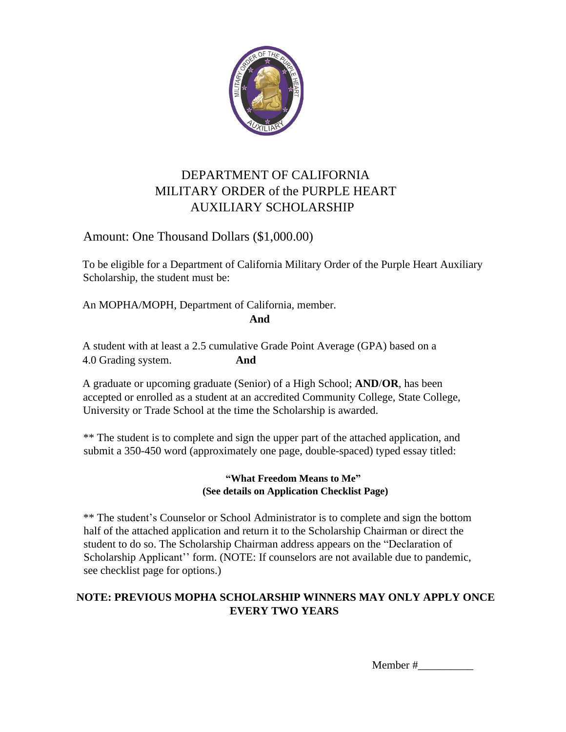# DEPARTMENT OF CALIFORNIA
# MILITARY ORDER of the PURPLE HEART
# AUXILIARY SCHOLARSHIP

Amount: One Thousand Dollars ($1,000.00)

To be eligible for a Department of California Military Order of the Purple Heart Auxiliary Scholarship, the student must be:

An MOPHA/MOPH, Department of California, member.

**And**

A student with at least a 2.5 cumulative Grade Point Average (GPA) based on a 4.0 Grading system. **And**

A graduate or upcoming graduate (Senior) of a High School; **AND**/**OR**, has been accepted or enrolled as a student at an accredited Community College, State College, University or Trade School at the time the Scholarship is awarded.

** The student is to complete and sign the upper part of the attached application, and submit a 350-450 word (approximately one page, double-spaced) typed essay titled:

**"What Freedom Means to Me"**
**(See details on Application Checklist Page)**

** The student's Counselor or School Administrator is to complete and sign the bottom half of the attached application and return it to the Scholarship Chairman or direct the student to do so. The Scholarship Chairman address appears on the "Declaration of Scholarship Applicant'' form. (NOTE: If counselors are not available due to pandemic, see checklist page for options.)

**NOTE: PREVIOUS MOPHA SCHOLARSHIP WINNERS MAY ONLY APPLY ONCE EVERY TWO YEARS**

Member #__________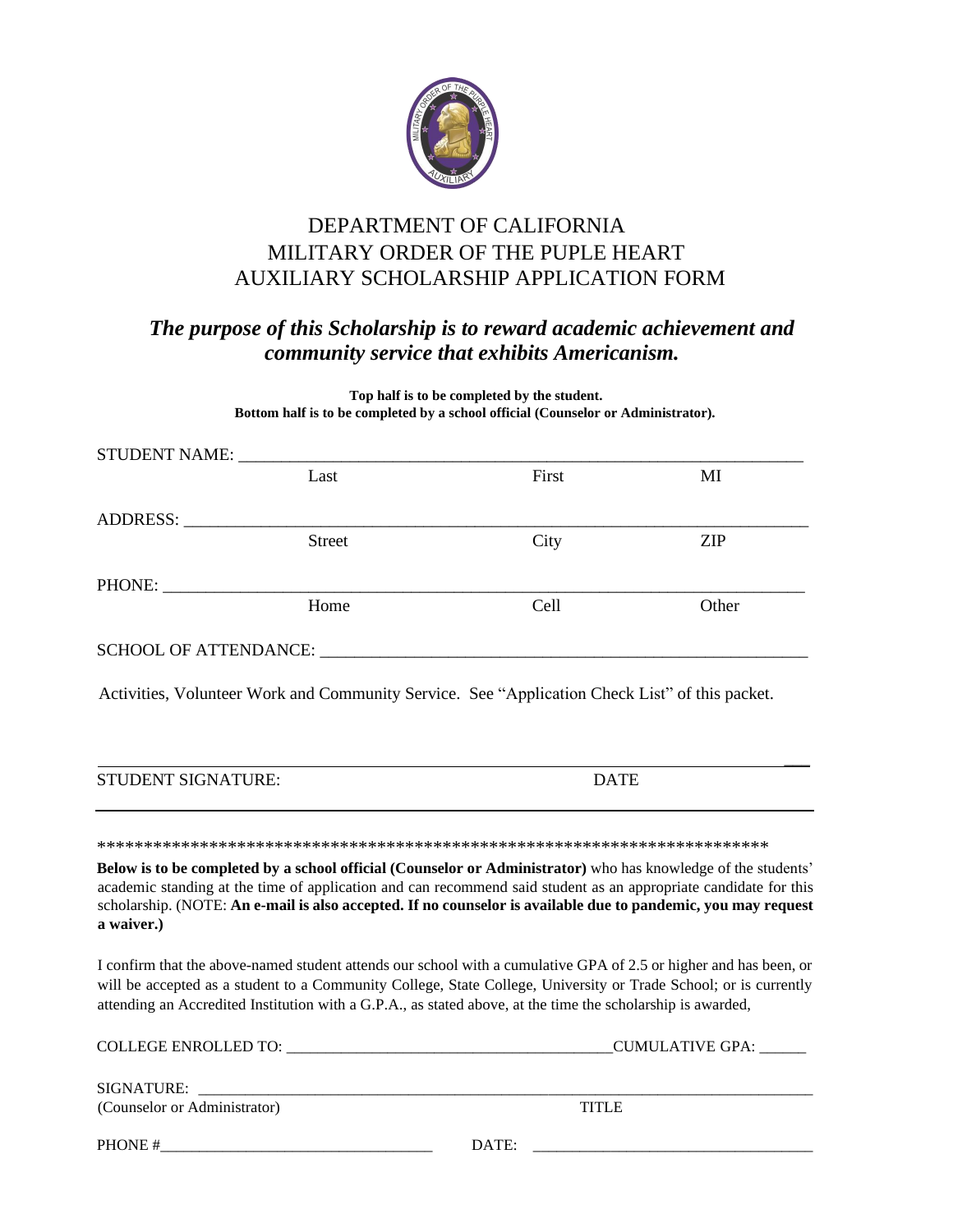# DEPARTMENT OF CALIFORNIA
# MILITARY ORDER OF THE PUPLE HEART
# AUXILIARY SCHOLARSHIP APPLICATION FORM

***The purpose of this Scholarship is to reward academic achievement and community service that exhibits Americanism.***

**Top half is to be completed by the student.**
**Bottom half is to be completed by a school official (Counselor or Administrator).**

STUDENT NAME: ______________________________________________________________________
Last First MI

ADDRESS: __________________________________________________________________________
Street City ZIP

PHONE: ____________________________________________________________________________
Home Cell Other

SCHOOL OF ATTENDANCE: ______________________________________________________

Activities, Volunteer Work and Community Service. See "Application Check List" of this packet.

_______________________________________________________________________________

STUDENT SIGNATURE: DATE

_______________________________________________________________________________

*************************************************************************

**Below is to be completed by a school official (Counselor or Administrator)** who has knowledge of the students' academic standing at the time of application and can recommend said student as an appropriate candidate for this scholarship. (NOTE: **An e-mail is also accepted. If no counselor is available due to pandemic, you may request a waiver.)**

I confirm that the above-named student attends our school with a cumulative GPA of 2.5 or higher and has been, or will be accepted as a student to a Community College, State College, University or Trade School; or is currently attending an Accredited Institution with a G.P.A., as stated above, at the time the scholarship is awarded,

COLLEGE ENROLLED TO: ________________________________________CUMULATIVE GPA: ______

SIGNATURE: ________________________________________________________________________
(Counselor or Administrator) TITLE

PHONE #___________________________________ DATE: ___________________________________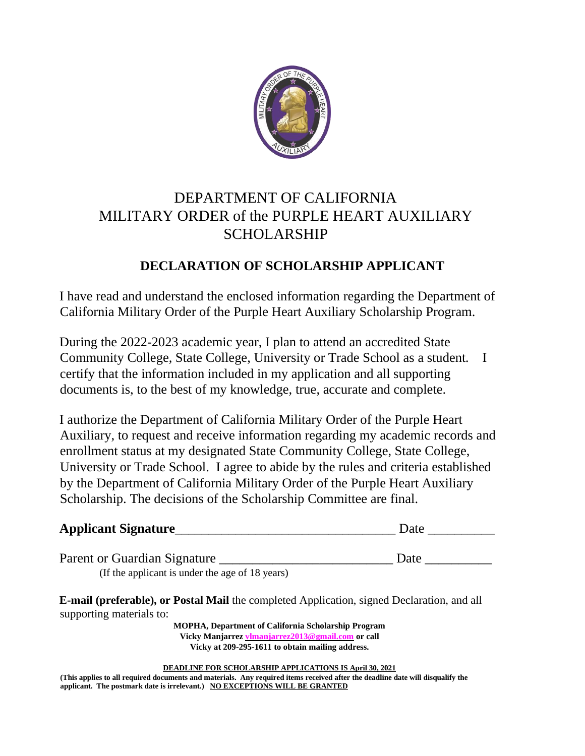# DEPARTMENT OF CALIFORNIA
# MILITARY ORDER of the PURPLE HEART AUXILIARY
# SCHOLARSHIP

## DECLARATION OF SCHOLARSHIP APPLICANT

I have read and understand the enclosed information regarding the Department of California Military Order of the Purple Heart Auxiliary Scholarship Program.

During the 2022-2023 academic year, I plan to attend an accredited State Community College, State College, University or Trade School as a student. I certify that the information included in my application and all supporting documents is, to the best of my knowledge, true, accurate and complete.

I authorize the Department of California Military Order of the Purple Heart Auxiliary, to request and receive information regarding my academic records and enrollment status at my designated State Community College, State College, University or Trade School. I agree to abide by the rules and criteria established by the Department of California Military Order of the Purple Heart Auxiliary Scholarship. The decisions of the Scholarship Committee are final.

**Applicant Signature**_________________________________ Date __________

Parent or Guardian Signature __________________________ Date __________
(If the applicant is under the age of 18 years)

**E-mail (preferable), or Postal Mail** the completed Application, signed Declaration, and all supporting materials to:

**MOPHA, Department of California Scholarship Program**
**Vicky Manjarrez vlmanjarrez2013@gmail.com or call**
**Vicky at 209-295-1611 to obtain mailing address.**

**DEADLINE FOR SCHOLARSHIP APPLICATIONS IS April 30, 2021**

**(This applies to all required documents and materials. Any required items received after the deadline date will disqualify the applicant. The postmark date is irrelevant.) NO EXCEPTIONS WILL BE GRANTED**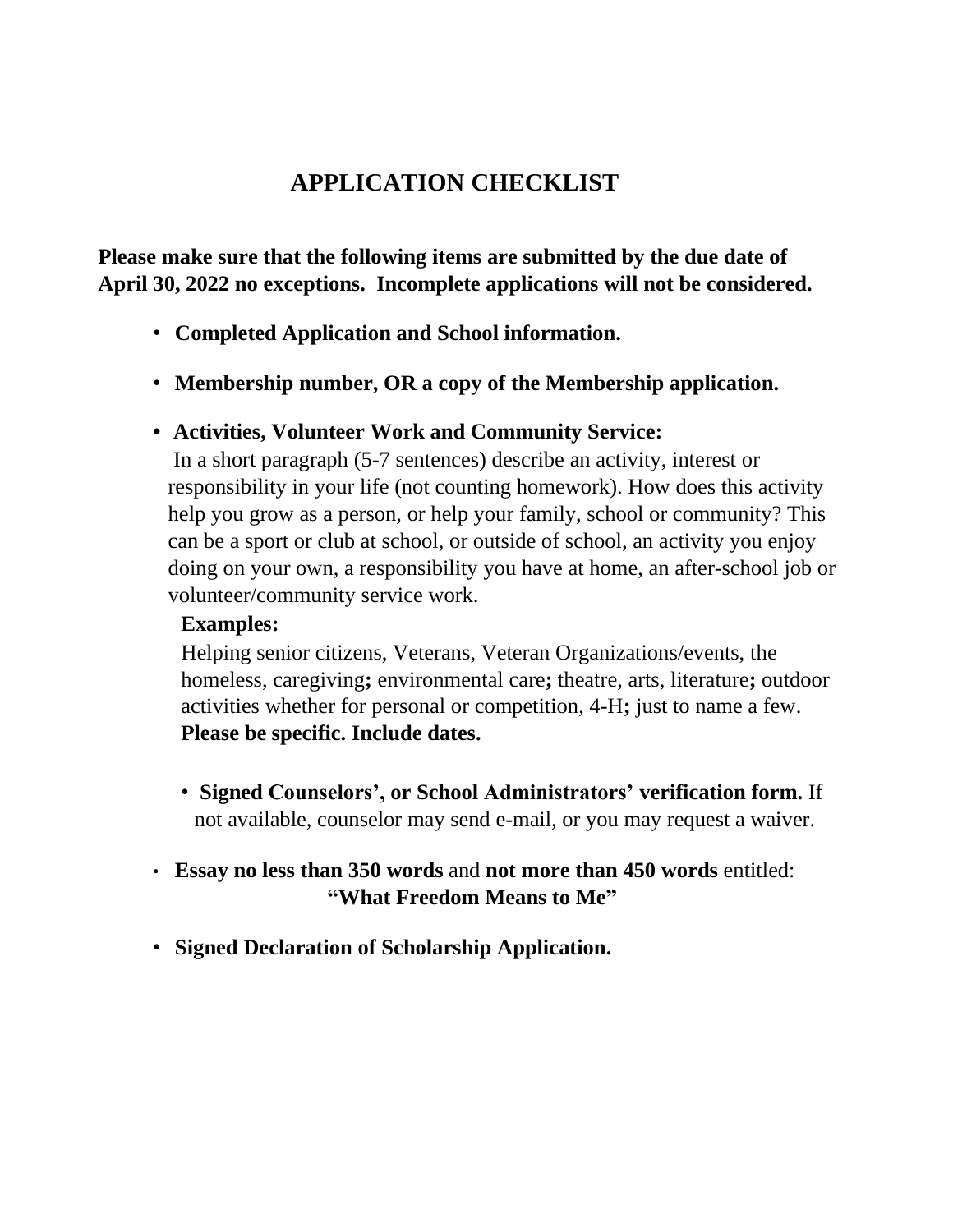# APPLICATION CHECKLIST

**Please make sure that the following items are submitted by the due date of April 30, 2022 no exceptions. Incomplete applications will not be considered.**

- **Completed Application and School information.**
- **Membership number, OR a copy of the Membership application.**
- **Activities, Volunteer Work and Community Service:**
  In a short paragraph (5-7 sentences) describe an activity, interest or responsibility in your life (not counting homework). How does this activity help you grow as a person, or help your family, school or community? This can be a sport or club at school, or outside of school, an activity you enjoy doing on your own, a responsibility you have at home, an after-school job or volunteer/community service work.

  **Examples:**
  Helping senior citizens, Veterans, Veteran Organizations/events, the homeless, caregiving**;** environmental care**;** theatre, arts, literature**;** outdoor activities whether for personal or competition, 4-H**;** just to name a few.
  **Please be specific. Include dates.**

  - **Signed Counselors', or School Administrators' verification form.** If not available, counselor may send e-mail, or you may request a waiver.

- **Essay no less than 350 words** and **not more than 450 words** entitled: **"What Freedom Means to Me"**
- **Signed Declaration of Scholarship Application.**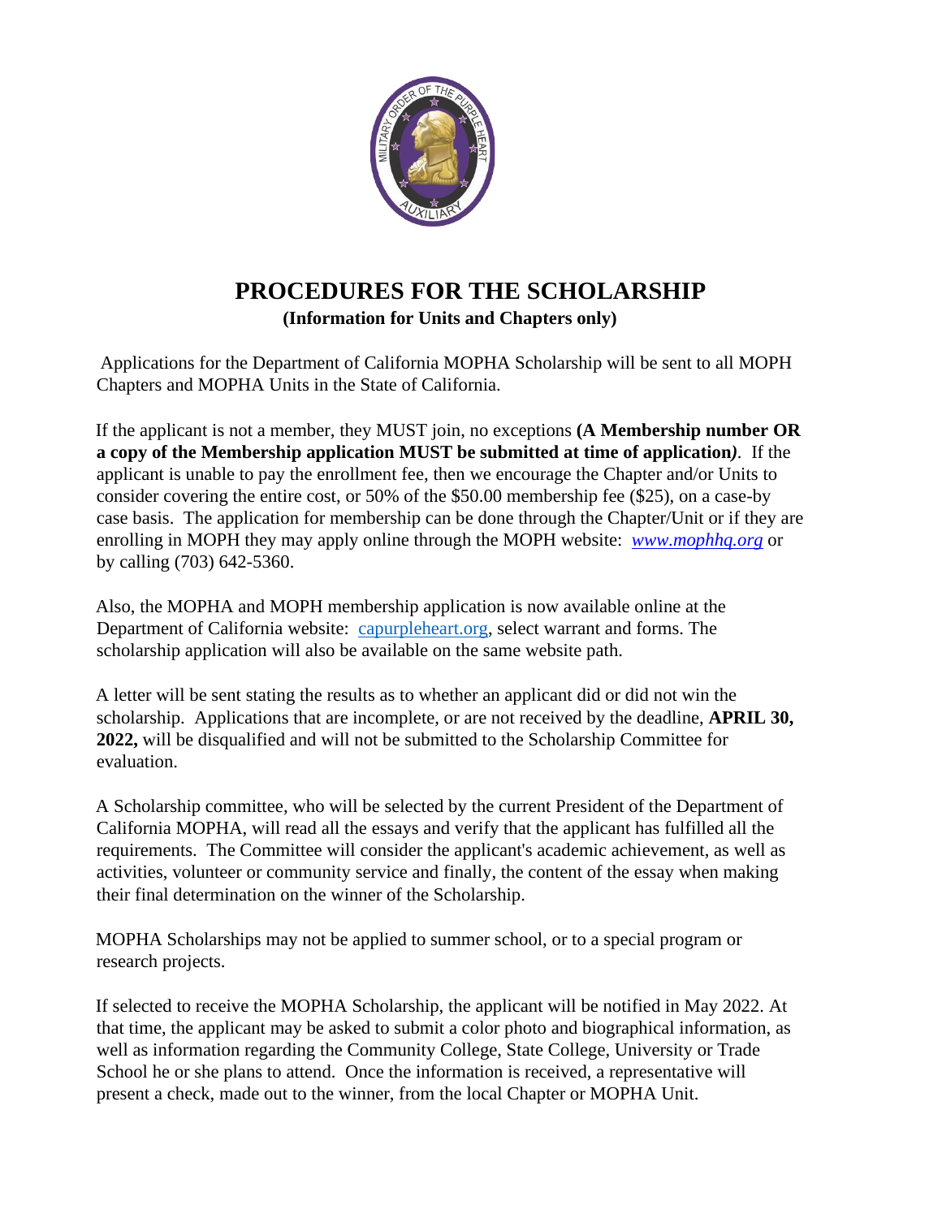# PROCEDURES FOR THE SCHOLARSHIP

**(Information for Units and Chapters only)**

Applications for the Department of California MOPHA Scholarship will be sent to all MOPH Chapters and MOPHA Units in the State of California.

If the applicant is not a member, they MUST join, no exceptions **(A Membership number OR a copy of the Membership application MUST be submitted at time of application)**. If the applicant is unable to pay the enrollment fee, then we encourage the Chapter and/or Units to consider covering the entire cost, or 50% of the $50.00 membership fee ($25), on a case-by case basis. The application for membership can be done through the Chapter/Unit or if they are enrolling in MOPH they may apply online through the MOPH website: *www.mophhq.org* or by calling (703) 642-5360.

Also, the MOPHA and MOPH membership application is now available online at the Department of California website: capurpleheart.org, select warrant and forms. The scholarship application will also be available on the same website path.

A letter will be sent stating the results as to whether an applicant did or did not win the scholarship. Applications that are incomplete, or are not received by the deadline, **APRIL 30, 2022,** will be disqualified and will not be submitted to the Scholarship Committee for evaluation.

A Scholarship committee, who will be selected by the current President of the Department of California MOPHA, will read all the essays and verify that the applicant has fulfilled all the requirements. The Committee will consider the applicant's academic achievement, as well as activities, volunteer or community service and finally, the content of the essay when making their final determination on the winner of the Scholarship.

MOPHA Scholarships may not be applied to summer school, or to a special program or research projects.

If selected to receive the MOPHA Scholarship, the applicant will be notified in May 2022. At that time, the applicant may be asked to submit a color photo and biographical information, as well as information regarding the Community College, State College, University or Trade School he or she plans to attend. Once the information is received, a representative will present a check, made out to the winner, from the local Chapter or MOPHA Unit.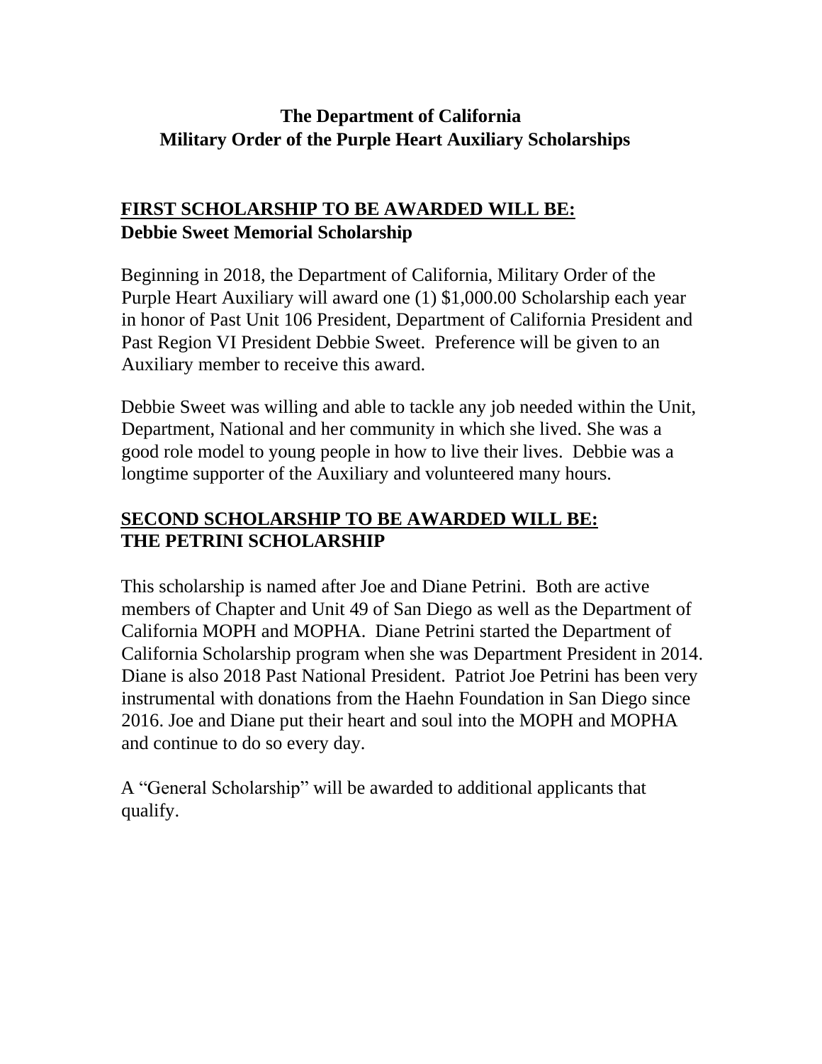**The Department of California**
**Military Order of the Purple Heart Auxiliary Scholarships**

## <u>FIRST SCHOLARSHIP TO BE AWARDED WILL BE:</u>
**Debbie Sweet Memorial Scholarship**

Beginning in 2018, the Department of California, Military Order of the Purple Heart Auxiliary will award one (1) $1,000.00 Scholarship each year in honor of Past Unit 106 President, Department of California President and Past Region VI President Debbie Sweet. Preference will be given to an Auxiliary member to receive this award.

Debbie Sweet was willing and able to tackle any job needed within the Unit, Department, National and her community in which she lived. She was a good role model to young people in how to live their lives. Debbie was a longtime supporter of the Auxiliary and volunteered many hours.

## <u>SECOND SCHOLARSHIP TO BE AWARDED WILL BE:</u>
**THE PETRINI SCHOLARSHIP**

This scholarship is named after Joe and Diane Petrini. Both are active members of Chapter and Unit 49 of San Diego as well as the Department of California MOPH and MOPHA. Diane Petrini started the Department of California Scholarship program when she was Department President in 2014. Diane is also 2018 Past National President. Patriot Joe Petrini has been very instrumental with donations from the Haehn Foundation in San Diego since 2016. Joe and Diane put their heart and soul into the MOPH and MOPHA and continue to do so every day.

A "General Scholarship" will be awarded to additional applicants that qualify.